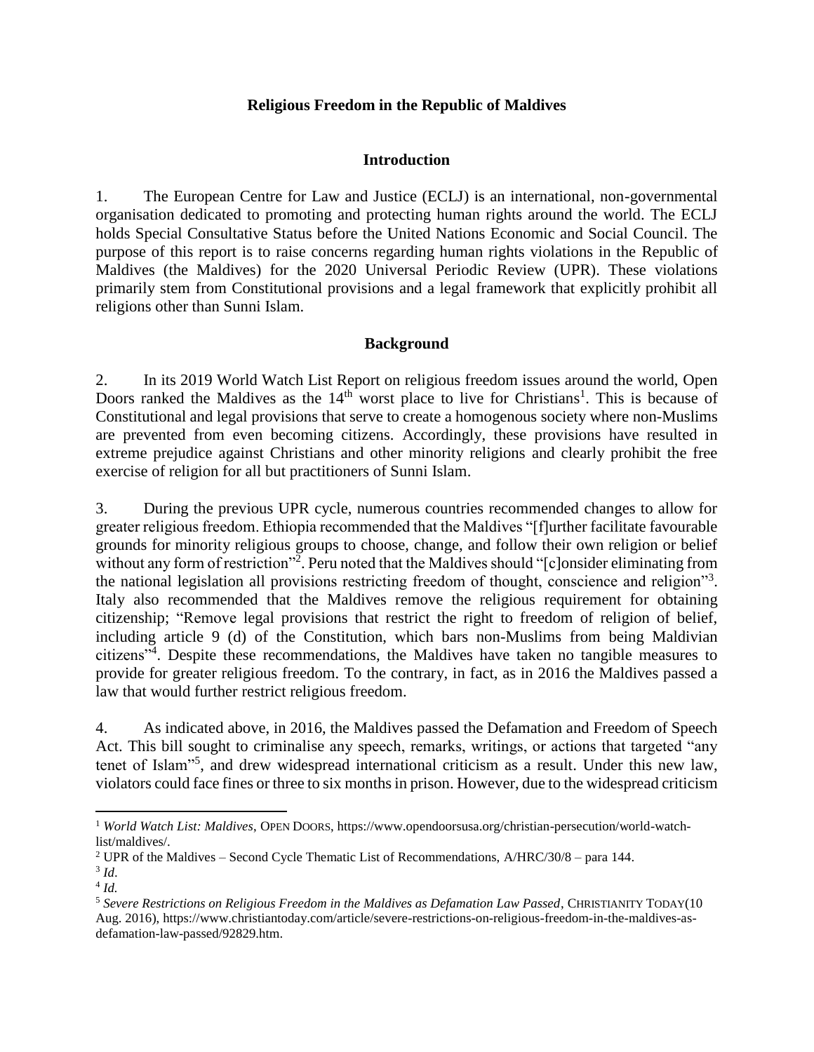## Religious Freedom in the Republic of Maldives

### Introduction

1. The European Centre for Law and Justice (ECLJ) is an international, non-governmental organisation dedicated to promoting and protecting human rights around the world. The ECLJ holds Special Consultative Status before the United Nations Economic and Social Council. The purpose of this report is to raise concerns regarding human rights violations in the Republic of Maldives (the Maldives) for the 2020 Universal Periodic Review (UPR). These violations primarily stem from Constitutional provisions and a legal framework that explicitly prohibit all religions other than Sunni Islam.

### Background

2. In its 2019 World Watch List Report on religious freedom issues around the world, Open Doors ranked the Maldives as the 14th worst place to live for Christians[1]. This is because of Constitutional and legal provisions that serve to create a homogenous society where non-Muslims are prevented from even becoming citizens. Accordingly, these provisions have resulted in extreme prejudice against Christians and other minority religions and clearly prohibit the free exercise of religion for all but practitioners of Sunni Islam.

3. During the previous UPR cycle, numerous countries recommended changes to allow for greater religious freedom. Ethiopia recommended that the Maldives "[f]urther facilitate favourable grounds for minority religious groups to choose, change, and follow their own religion or belief without any form of restriction"[2]. Peru noted that the Maldives should "[c]onsider eliminating from the national legislation all provisions restricting freedom of thought, conscience and religion"[3]. Italy also recommended that the Maldives remove the religious requirement for obtaining citizenship; "Remove legal provisions that restrict the right to freedom of religion of belief, including article 9 (d) of the Constitution, which bars non-Muslims from being Maldivian citizens"[4]. Despite these recommendations, the Maldives have taken no tangible measures to provide for greater religious freedom. To the contrary, in fact, as in 2016 the Maldives passed a law that would further restrict religious freedom.

4. As indicated above, in 2016, the Maldives passed the Defamation and Freedom of Speech Act. This bill sought to criminalise any speech, remarks, writings, or actions that targeted "any tenet of Islam"[5], and drew widespread international criticism as a result. Under this new law, violators could face fines or three to six months in prison. However, due to the widespread criticism

---

[1] *World Watch List: Maldives*, OPEN DOORS, https://www.opendoorsusa.org/christian-persecution/world-watch-list/maldives/.

[2] UPR of the Maldives – Second Cycle Thematic List of Recommendations, A/HRC/30/8 – para 144.

[3] *Id*.

[4] *Id.*

[5] *Severe Restrictions on Religious Freedom in the Maldives as Defamation Law Passed*, CHRISTIANITY TODAY(10 Aug. 2016), https://www.christiantoday.com/article/severe-restrictions-on-religious-freedom-in-the-maldives-as-defamation-law-passed/92829.htm.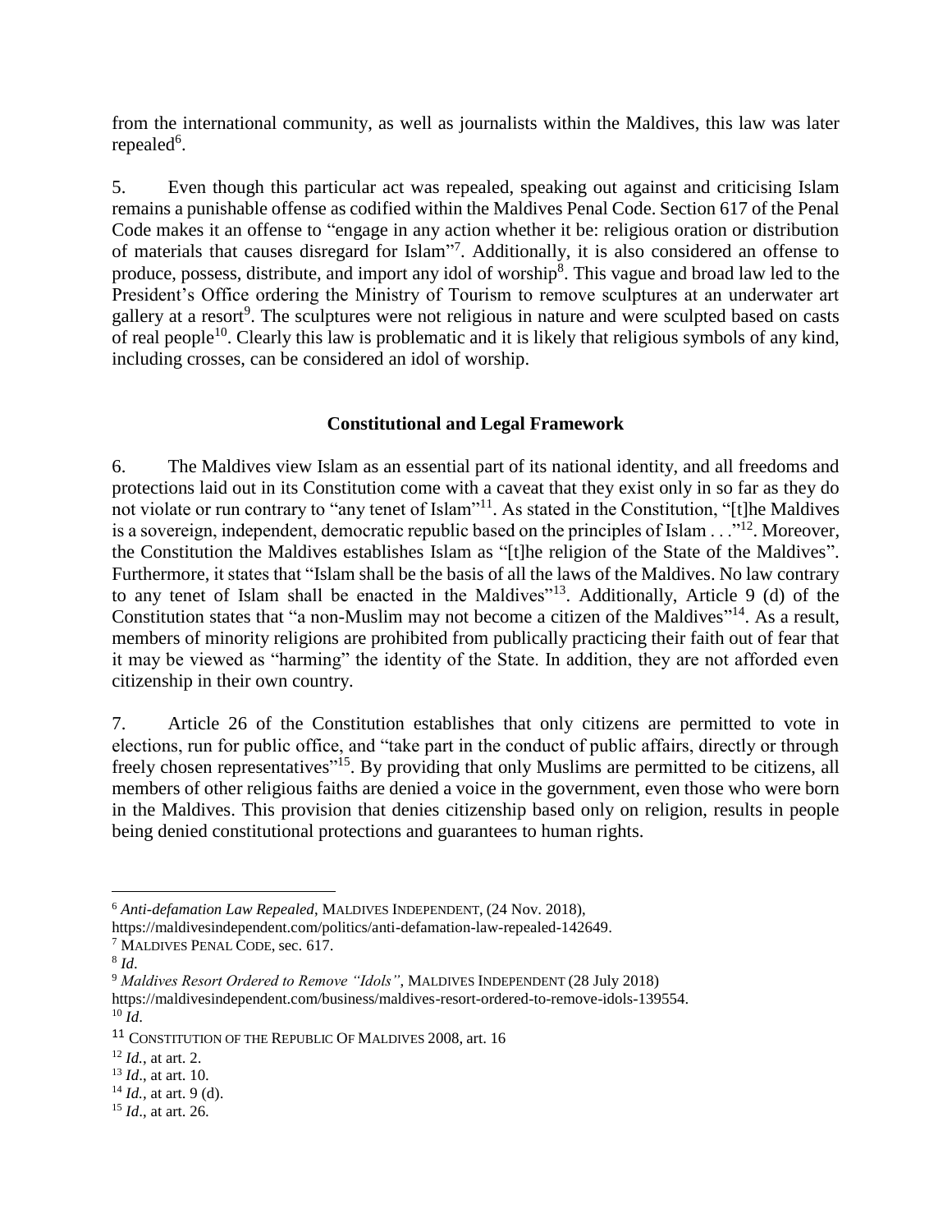from the international community, as well as journalists within the Maldives, this law was later repealed[6].

5. Even though this particular act was repealed, speaking out against and criticising Islam remains a punishable offense as codified within the Maldives Penal Code. Section 617 of the Penal Code makes it an offense to "engage in any action whether it be: religious oration or distribution of materials that causes disregard for Islam"[7]. Additionally, it is also considered an offense to produce, possess, distribute, and import any idol of worship[8]. This vague and broad law led to the President's Office ordering the Ministry of Tourism to remove sculptures at an underwater art gallery at a resort[9]. The sculptures were not religious in nature and were sculpted based on casts of real people[10]. Clearly this law is problematic and it is likely that religious symbols of any kind, including crosses, can be considered an idol of worship.

## Constitutional and Legal Framework

6. The Maldives view Islam as an essential part of its national identity, and all freedoms and protections laid out in its Constitution come with a caveat that they exist only in so far as they do not violate or run contrary to "any tenet of Islam"[11]. As stated in the Constitution, "[t]he Maldives is a sovereign, independent, democratic republic based on the principles of Islam . . ."[12]. Moreover, the Constitution the Maldives establishes Islam as "[t]he religion of the State of the Maldives". Furthermore, it states that "Islam shall be the basis of all the laws of the Maldives. No law contrary to any tenet of Islam shall be enacted in the Maldives"[13]. Additionally, Article 9 (d) of the Constitution states that "a non-Muslim may not become a citizen of the Maldives"[14]. As a result, members of minority religions are prohibited from publically practicing their faith out of fear that it may be viewed as "harming" the identity of the State. In addition, they are not afforded even citizenship in their own country.

7. Article 26 of the Constitution establishes that only citizens are permitted to vote in elections, run for public office, and "take part in the conduct of public affairs, directly or through freely chosen representatives"[15]. By providing that only Muslims are permitted to be citizens, all members of other religious faiths are denied a voice in the government, even those who were born in the Maldives. This provision that denies citizenship based only on religion, results in people being denied constitutional protections and guarantees to human rights.

---

[6] *Anti-defamation Law Repealed*, MALDIVES INDEPENDENT, (24 Nov. 2018), https://maldivesindependent.com/politics/anti-defamation-law-repealed-142649.

[7] MALDIVES PENAL CODE, sec. 617.

[8] *Id*.

[9] *Maldives Resort Ordered to Remove "Idols"*, MALDIVES INDEPENDENT (28 July 2018) https://maldivesindependent.com/business/maldives-resort-ordered-to-remove-idols-139554.

[10] *Id*.

[11] CONSTITUTION OF THE REPUBLIC OF MALDIVES 2008, art. 16

[12] *Id.*, at art. 2.

[13] *Id*., at art. 10.

[14] *Id.*, at art. 9 (d).

[15] *Id*., at art. 26.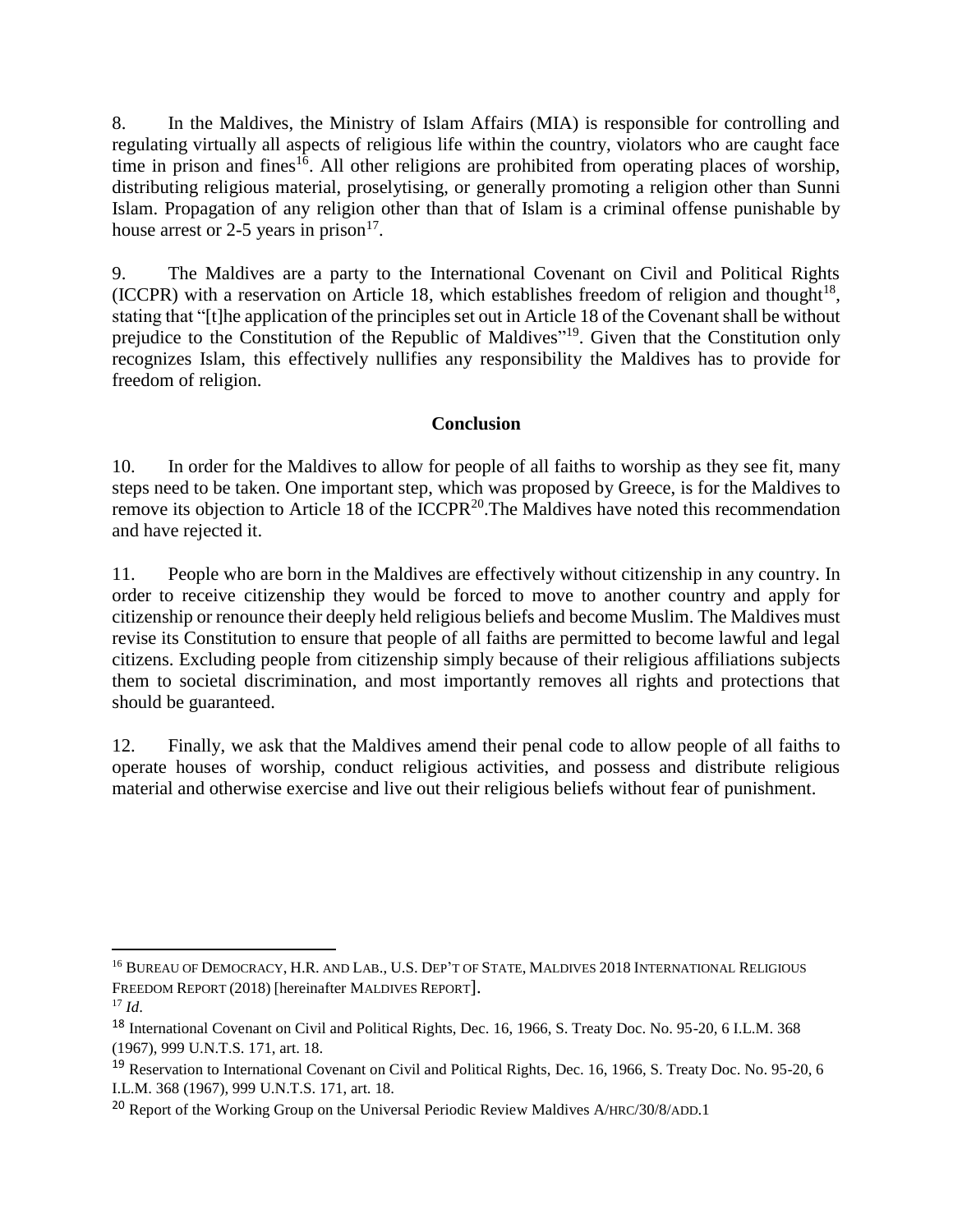8. In the Maldives, the Ministry of Islam Affairs (MIA) is responsible for controlling and regulating virtually all aspects of religious life within the country, violators who are caught face time in prison and fines[16]. All other religions are prohibited from operating places of worship, distributing religious material, proselytising, or generally promoting a religion other than Sunni Islam. Propagation of any religion other than that of Islam is a criminal offense punishable by house arrest or 2-5 years in prison[17].

9. The Maldives are a party to the International Covenant on Civil and Political Rights (ICCPR) with a reservation on Article 18, which establishes freedom of religion and thought[18], stating that "[t]he application of the principles set out in Article 18 of the Covenant shall be without prejudice to the Constitution of the Republic of Maldives"[19]. Given that the Constitution only recognizes Islam, this effectively nullifies any responsibility the Maldives has to provide for freedom of religion.

## Conclusion

10. In order for the Maldives to allow for people of all faiths to worship as they see fit, many steps need to be taken. One important step, which was proposed by Greece, is for the Maldives to remove its objection to Article 18 of the ICCPR[20].The Maldives have noted this recommendation and have rejected it.

11. People who are born in the Maldives are effectively without citizenship in any country. In order to receive citizenship they would be forced to move to another country and apply for citizenship or renounce their deeply held religious beliefs and become Muslim. The Maldives must revise its Constitution to ensure that people of all faiths are permitted to become lawful and legal citizens. Excluding people from citizenship simply because of their religious affiliations subjects them to societal discrimination, and most importantly removes all rights and protections that should be guaranteed.

12. Finally, we ask that the Maldives amend their penal code to allow people of all faiths to operate houses of worship, conduct religious activities, and possess and distribute religious material and otherwise exercise and live out their religious beliefs without fear of punishment.

---

[16] BUREAU OF DEMOCRACY, H.R. AND LAB., U.S. DEP'T OF STATE, MALDIVES 2018 INTERNATIONAL RELIGIOUS FREEDOM REPORT (2018) [hereinafter MALDIVES REPORT].

[17] *Id*.

[18] International Covenant on Civil and Political Rights, Dec. 16, 1966, S. Treaty Doc. No. 95-20, 6 I.L.M. 368 (1967), 999 U.N.T.S. 171, art. 18.

[19] Reservation to International Covenant on Civil and Political Rights, Dec. 16, 1966, S. Treaty Doc. No. 95-20, 6 I.L.M. 368 (1967), 999 U.N.T.S. 171, art. 18.

[20] Report of the Working Group on the Universal Periodic Review Maldives A/HRC/30/8/ADD.1